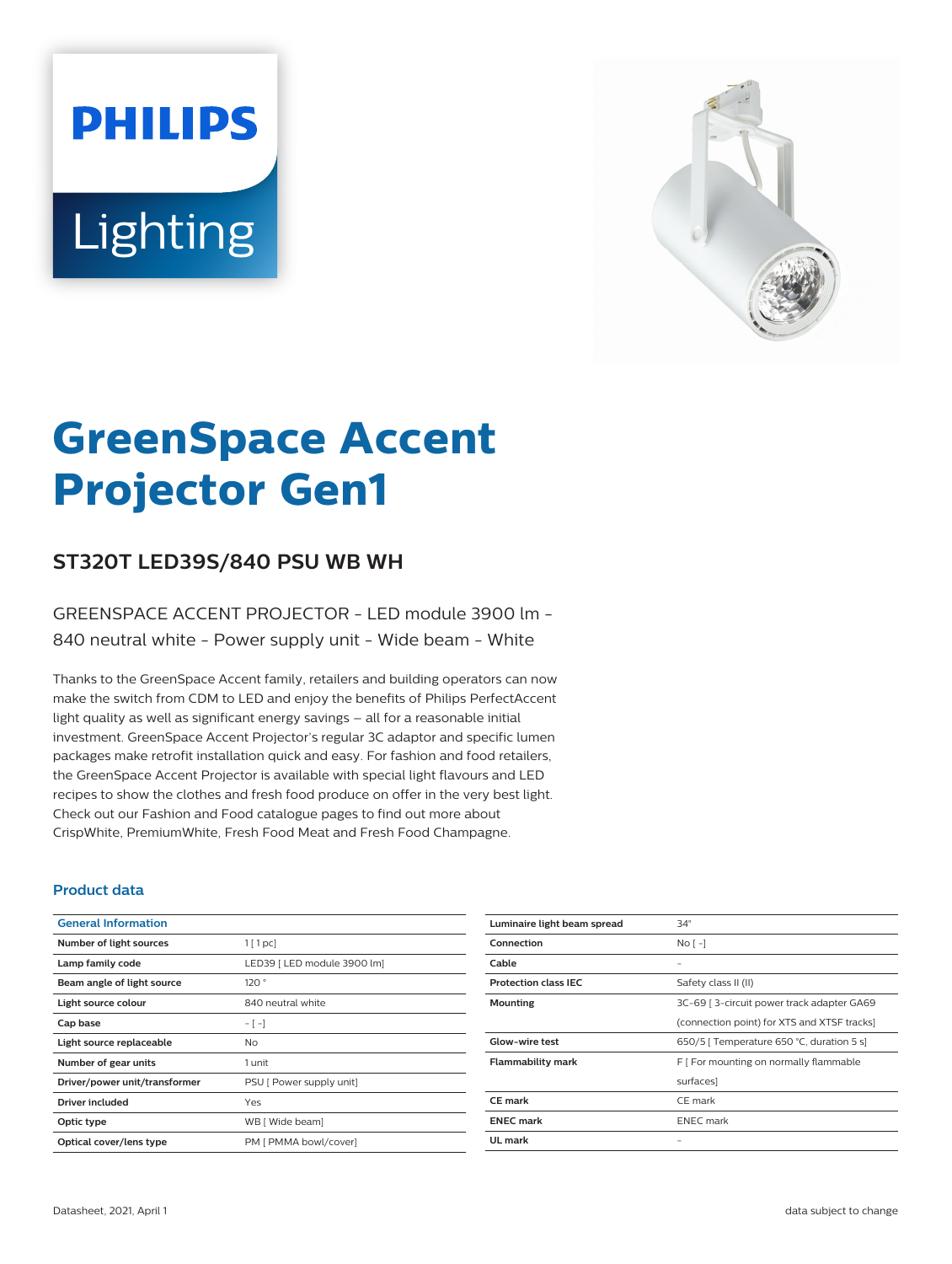PHILIPS

Lighting

# GreenSpace Accent Projector Gen1

## ST320T LED39S/840 PSU WB WH

GREENSPACE ACCENT PROJECTOR - LED module 3900 lm - 840 neutral white - Power supply unit - Wide beam - White

Thanks to the GreenSpace Accent family, retailers and building operators can now make the switch from CDM to LED and enjoy the benefits of Philips PerfectAccent light quality as well as significant energy savings – all for a reasonable initial investment. GreenSpace Accent Projector's regular 3C adaptor and specific lumen packages make retrofit installation quick and easy. For fashion and food retailers, the GreenSpace Accent Projector is available with special light flavours and LED recipes to show the clothes and fresh food produce on offer in the very best light. Check out our Fashion and Food catalogue pages to find out more about CrispWhite, PremiumWhite, Fresh Food Meat and Fresh Food Champagne.

### Product data

| General Information | |
|---|---|
| Number of light sources | 1 [ 1 pc] |
| Lamp family code | LED39 [ LED module 3900 lm] |
| Beam angle of light source | 120 ° |
| Light source colour | 840 neutral white |
| Cap base | - [ -] |
| Light source replaceable | No |
| Number of gear units | 1 unit |
| Driver/power unit/transformer | PSU [ Power supply unit] |
| Driver included | Yes |
| Optic type | WB [ Wide beam] |
| Optical cover/lens type | PM [ PMMA bowl/cover] |
| Luminaire light beam spread | 34° |
| Connection | No [ -] |
| Cable | - |
| Protection class IEC | Safety class II (II) |
| Mounting | 3C-69 [ 3-circuit power track adapter GA69 (connection point) for XTS and XTSF tracks] |
| Glow-wire test | 650/5 [ Temperature 650 °C, duration 5 s] |
| Flammability mark | F [ For mounting on normally flammable surfaces] |
| CE mark | CE mark |
| ENEC mark | ENEC mark |
| UL mark | - |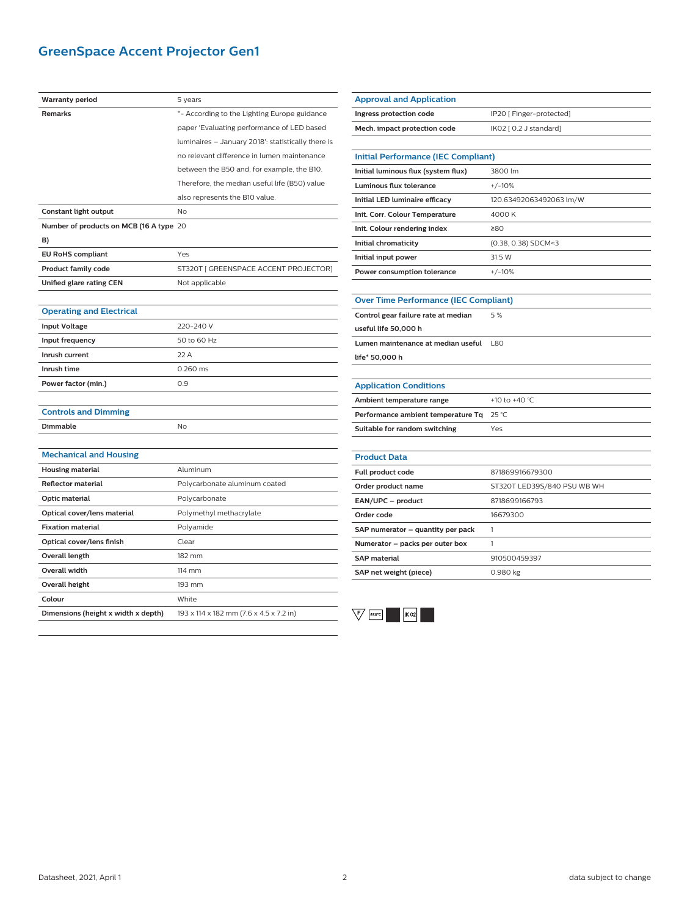# GreenSpace Accent Projector Gen1

| | |
|---|---|
| **Warranty period** | 5 years |
| **Remarks** | *- According to the Lighting Europe guidance paper 'Evaluating performance of LED based luminaires – January 2018': statistically there is no relevant difference in lumen maintenance between the B50 and, for example, the B10. Therefore, the median useful life (B50) value also represents the B10 value. |
| **Constant light output** | No |
| **Number of products on MCB (16 A type B)** | 20 |
| **EU RoHS compliant** | Yes |
| **Product family code** | ST320T [ GREENSPACE ACCENT PROJECTOR] |
| **Unified glare rating CEN** | Not applicable |

## Operating and Electrical

| | |
|---|---|
| **Input Voltage** | 220-240 V |
| **Input frequency** | 50 to 60 Hz |
| **Inrush current** | 22 A |
| **Inrush time** | 0.260 ms |
| **Power factor (min.)** | 0.9 |

## Controls and Dimming

| | |
|---|---|
| **Dimmable** | No |

## Mechanical and Housing

| | |
|---|---|
| **Housing material** | Aluminum |
| **Reflector material** | Polycarbonate aluminum coated |
| **Optic material** | Polycarbonate |
| **Optical cover/lens material** | Polymethyl methacrylate |
| **Fixation material** | Polyamide |
| **Optical cover/lens finish** | Clear |
| **Overall length** | 182 mm |
| **Overall width** | 114 mm |
| **Overall height** | 193 mm |
| **Colour** | White |
| **Dimensions (height x width x depth)** | 193 x 114 x 182 mm (7.6 x 4.5 x 7.2 in) |

## Approval and Application

| | |
|---|---|
| **Ingress protection code** | IP20 [ Finger-protected] |
| **Mech. impact protection code** | IK02 [ 0.2 J standard] |

## Initial Performance (IEC Compliant)

| | |
|---|---|
| **Initial luminous flux (system flux)** | 3800 lm |
| **Luminous flux tolerance** | +/-10% |
| **Initial LED luminaire efficacy** | 120.63492063492063 lm/W |
| **Init. Corr. Colour Temperature** | 4000 K |
| **Init. Colour rendering index** | ≥80 |
| **Initial chromaticity** | (0.38, 0.38) SDCM<3 |
| **Initial input power** | 31.5 W |
| **Power consumption tolerance** | +/-10% |

## Over Time Performance (IEC Compliant)

| | |
|---|---|
| **Control gear failure rate at median useful life 50,000 h** | 5 % |
| **Lumen maintenance at median useful life* 50,000 h** | L80 |

## Application Conditions

| | |
|---|---|
| **Ambient temperature range** | +10 to +40 °C |
| **Performance ambient temperature Tq** | 25 °C |
| **Suitable for random switching** | Yes |

## Product Data

| | |
|---|---|
| **Full product code** | 871869916679300 |
| **Order product name** | ST320T LED39S/840 PSU WB WH |
| **EAN/UPC – product** | 8718699166793 |
| **Order code** | 16679300 |
| **SAP numerator – quantity per pack** | 1 |
| **Numerator – packs per outer box** | 1 |
| **SAP material** | 910500459397 |
| **SAP net weight (piece)** | 0.980 kg |

F 650°C IK02

Datasheet, 2021, April 1

data subject to change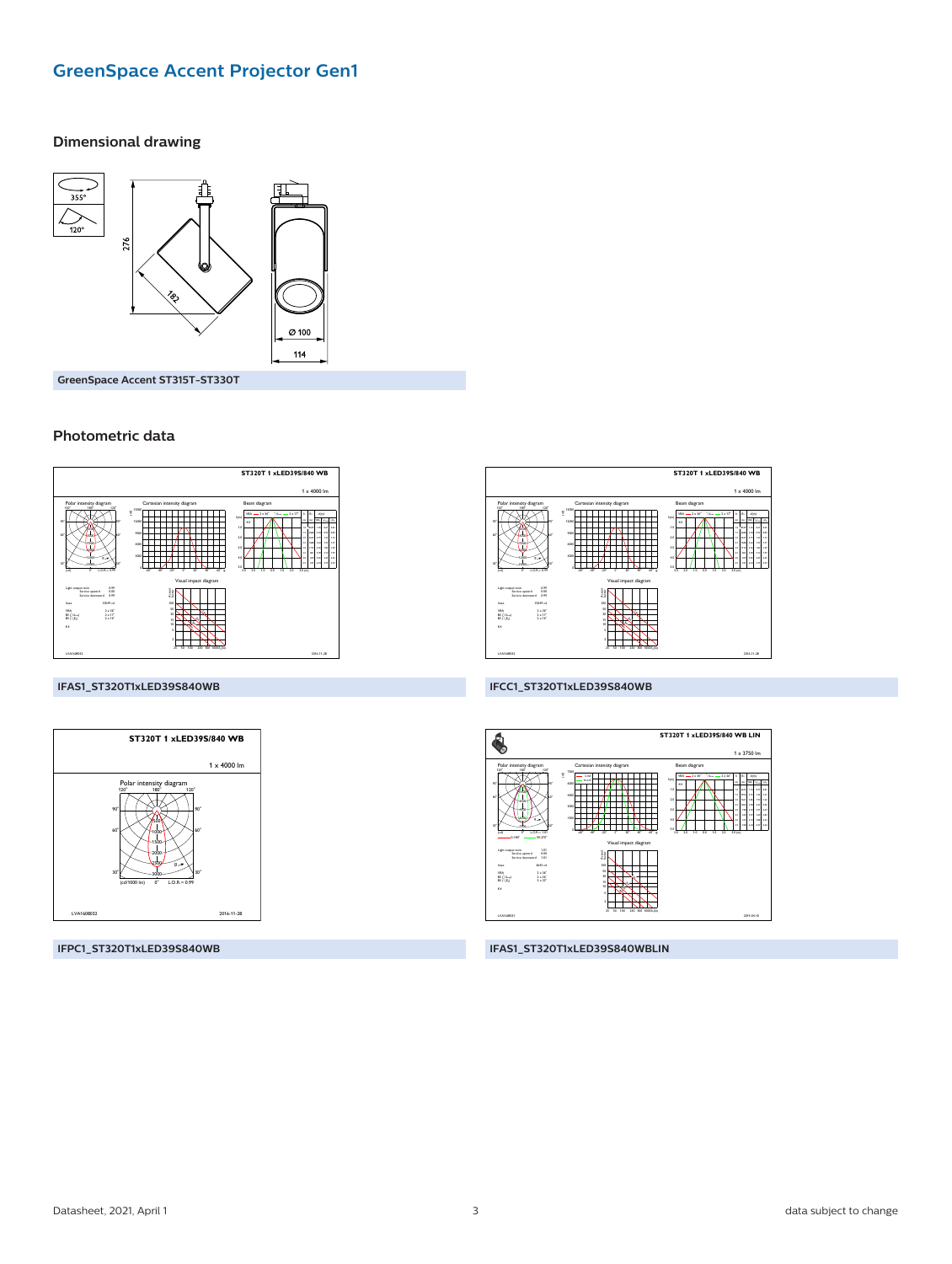# GreenSpace Accent Projector Gen1

## Dimensional drawing

GreenSpace Accent ST315T-ST330T

## Photometric data

IFAS1_ST320T1xLED39S840WB

IFCC1_ST320T1xLED39S840WB

IFPC1_ST320T1xLED39S840WB

IFAS1_ST320T1xLED39S840WBLIN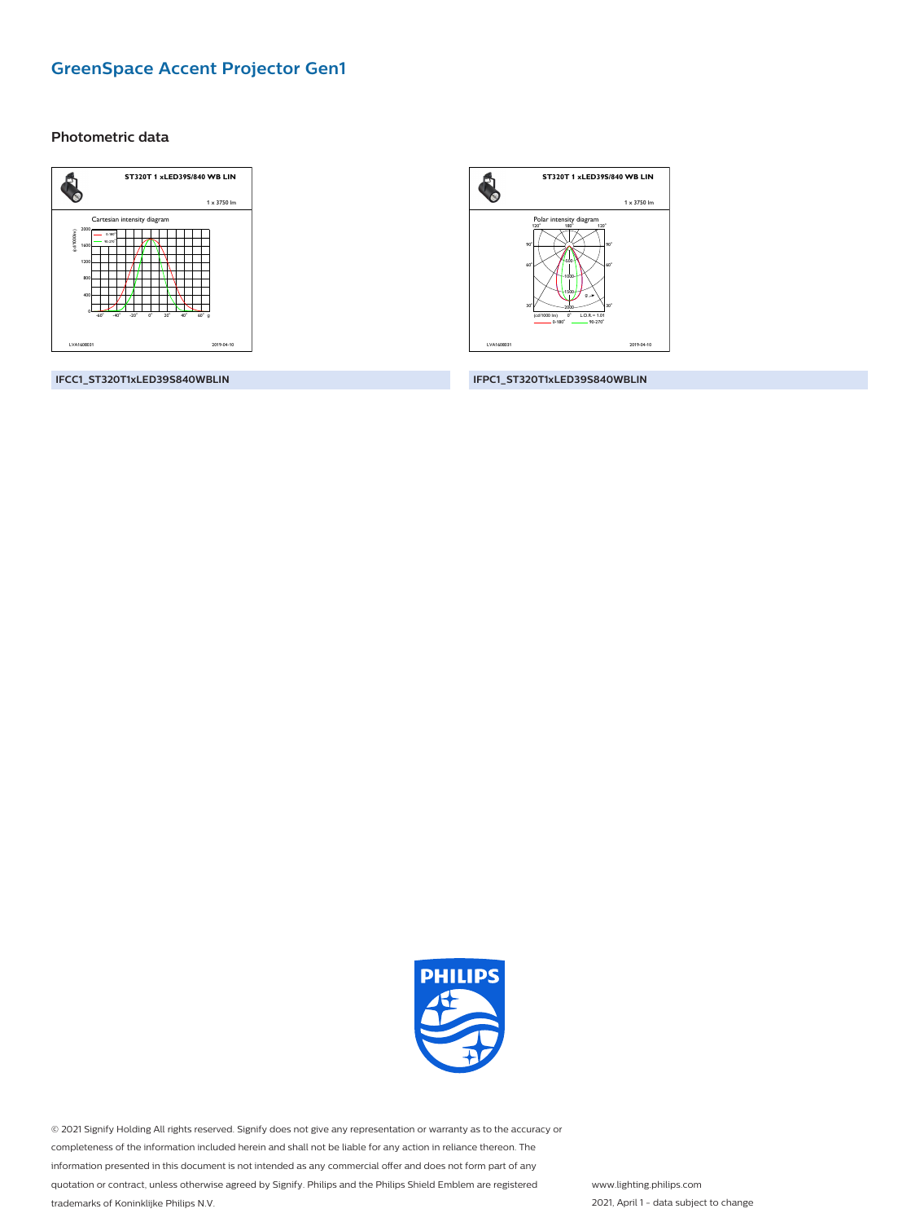## GreenSpace Accent Projector Gen1

### Photometric data

ST320T 1 xLED39S/840 WB LIN

1 x 3750 lm

Cartesian intensity diagram

(cd/1000lm)

2000

1600

1200

800

400

0

0-180°

90-270°

-60° -40° -20° 0° 20° 40° 60° g

LVA1600031 2019-04-10

**IFCC1_ST320T1xLED39S840WBLIN**

ST320T 1 xLED39S/840 WB LIN

1 x 3750 lm

Polar intensity diagram

120° 180° 120°

90° 90°

60° 60°

30° 30°

500

1000

1500

2000

(cd/1000 lm) 0° L.O.R.= 1.01

0-180° 90-270°

LVA1600031 2019-04-10

**IFPC1_ST320T1xLED39S840WBLIN**

© 2021 Signify Holding All rights reserved. Signify does not give any representation or warranty as to the accuracy or completeness of the information included herein and shall not be liable for any action in reliance thereon. The information presented in this document is not intended as any commercial offer and does not form part of any quotation or contract, unless otherwise agreed by Signify. Philips and the Philips Shield Emblem are registered trademarks of Koninklijke Philips N.V.

www.lighting.philips.com

2021, April 1 - data subject to change